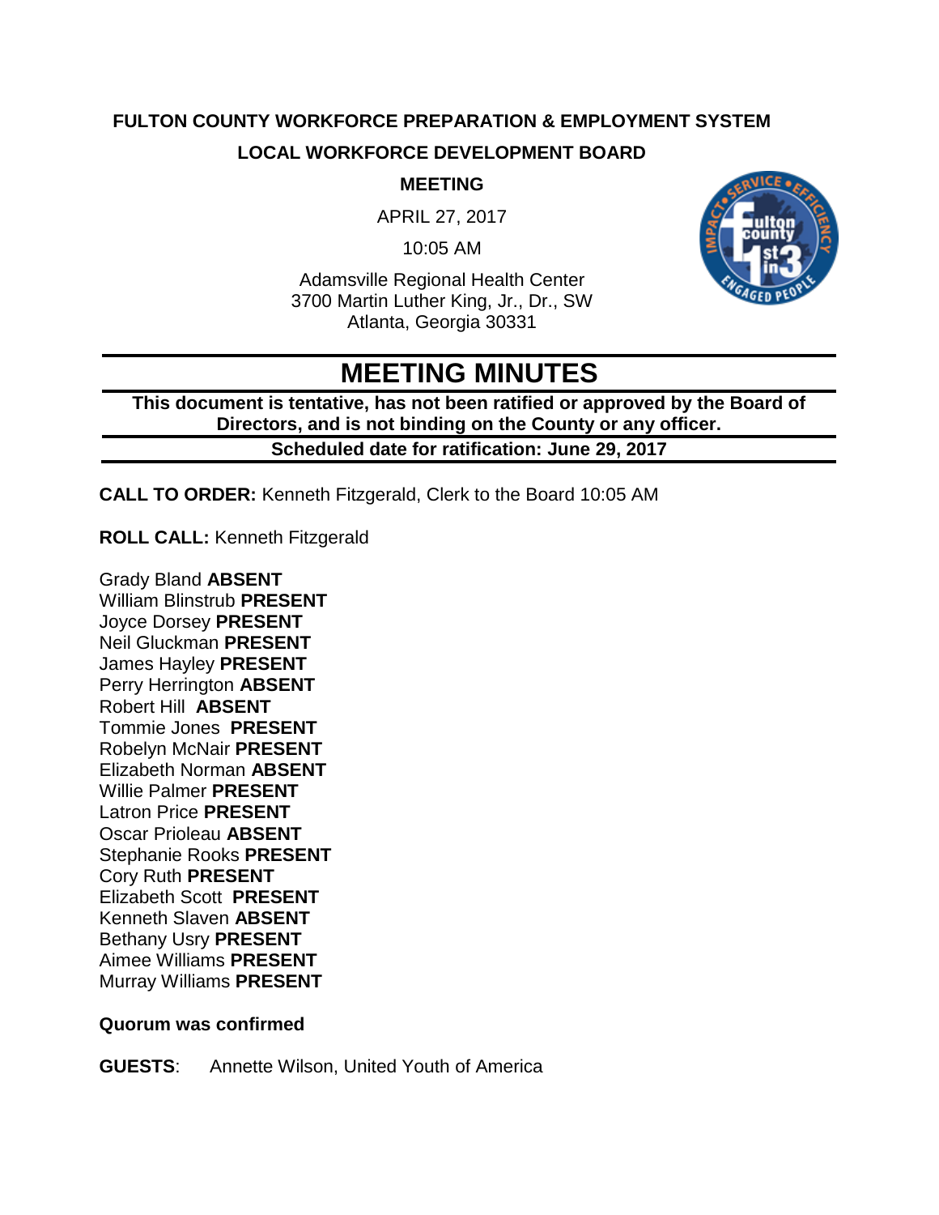**FULTON COUNTY WORKFORCE PREPARATION & EMPLOYMENT SYSTEM**

**LOCAL WORKFORCE DEVELOPMENT BOARD**

**MEETING**

APRIL 27, 2017

10:05 AM

Adamsville Regional Health Center
3700 Martin Luther King, Jr., Dr., SW
Atlanta, Georgia 30331

# MEETING MINUTES

**This document is tentative, has not been ratified or approved by the Board of Directors, and is not binding on the County or any officer.**

**Scheduled date for ratification: June 29, 2017**

**CALL TO ORDER:** Kenneth Fitzgerald, Clerk to the Board 10:05 AM

**ROLL CALL:** Kenneth Fitzgerald

Grady Bland **ABSENT**
William Blinstrub **PRESENT**
Joyce Dorsey **PRESENT**
Neil Gluckman **PRESENT**
James Hayley **PRESENT**
Perry Herrington **ABSENT**
Robert Hill **ABSENT**
Tommie Jones **PRESENT**
Robelyn McNair **PRESENT**
Elizabeth Norman **ABSENT**
Willie Palmer **PRESENT**
Latron Price **PRESENT**
Oscar Prioleau **ABSENT**
Stephanie Rooks **PRESENT**
Cory Ruth **PRESENT**
Elizabeth Scott **PRESENT**
Kenneth Slaven **ABSENT**
Bethany Usry **PRESENT**
Aimee Williams **PRESENT**
Murray Williams **PRESENT**

**Quorum was confirmed**

**GUESTS**: Annette Wilson, United Youth of America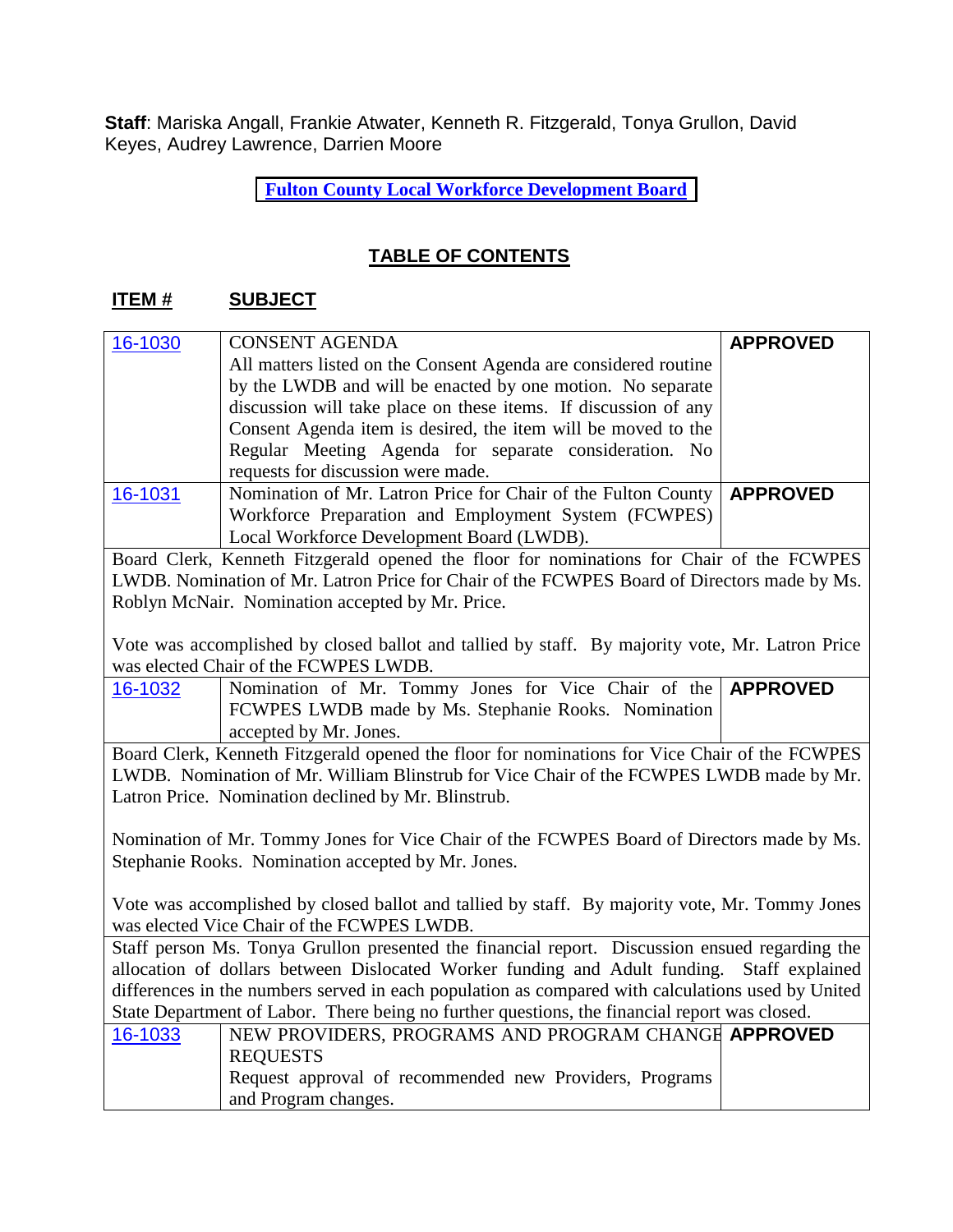**Staff**: Mariska Angall, Frankie Atwater, Kenneth R. Fitzgerald, Tonya Grullon, David Keyes, Audrey Lawrence, Darrien Moore

**Fulton County Local Workforce Development Board**

## TABLE OF CONTENTS

**ITEM #** **SUBJECT**

| | | |
|---|---|---|
| 16-1030 | CONSENT AGENDA<br>All matters listed on the Consent Agenda are considered routine by the LWDB and will be enacted by one motion. No separate discussion will take place on these items. If discussion of any Consent Agenda item is desired, the item will be moved to the Regular Meeting Agenda for separate consideration. No requests for discussion were made. | **APPROVED** |
| 16-1031 | Nomination of Mr. Latron Price for Chair of the Fulton County Workforce Preparation and Employment System (FCWPES) Local Workforce Development Board (LWDB). | **APPROVED** |
| Board Clerk, Kenneth Fitzgerald opened the floor for nominations for Chair of the FCWPES LWDB. Nomination of Mr. Latron Price for Chair of the FCWPES Board of Directors made by Ms. Roblyn McNair. Nomination accepted by Mr. Price.<br><br>Vote was accomplished by closed ballot and tallied by staff. By majority vote, Mr. Latron Price was elected Chair of the FCWPES LWDB. | | |
| 16-1032 | Nomination of Mr. Tommy Jones for Vice Chair of the FCWPES LWDB made by Ms. Stephanie Rooks. Nomination accepted by Mr. Jones. | **APPROVED** |
| Board Clerk, Kenneth Fitzgerald opened the floor for nominations for Vice Chair of the FCWPES LWDB. Nomination of Mr. William Blinstrub for Vice Chair of the FCWPES LWDB made by Mr. Latron Price. Nomination declined by Mr. Blinstrub.<br><br>Nomination of Mr. Tommy Jones for Vice Chair of the FCWPES Board of Directors made by Ms. Stephanie Rooks. Nomination accepted by Mr. Jones.<br><br>Vote was accomplished by closed ballot and tallied by staff. By majority vote, Mr. Tommy Jones was elected Vice Chair of the FCWPES LWDB. | | |
| Staff person Ms. Tonya Grullon presented the financial report. Discussion ensued regarding the allocation of dollars between Dislocated Worker funding and Adult funding. Staff explained differences in the numbers served in each population as compared with calculations used by United State Department of Labor. There being no further questions, the financial report was closed. | | |
| 16-1033 | NEW PROVIDERS, PROGRAMS AND PROGRAM CHANGE REQUESTS<br>Request approval of recommended new Providers, Programs and Program changes. | **APPROVED** |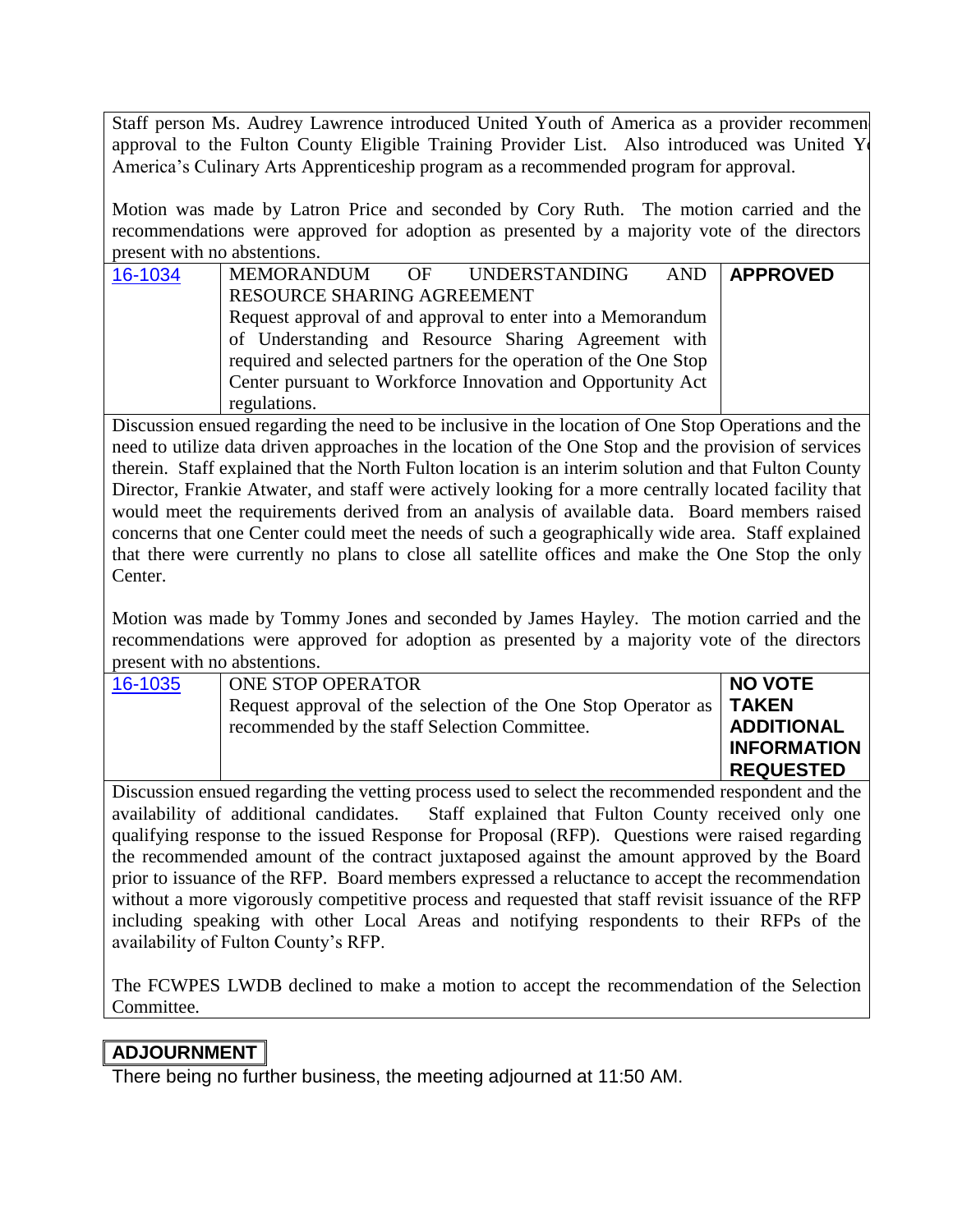Staff person Ms. Audrey Lawrence introduced United Youth of America as a provider recommen approval to the Fulton County Eligible Training Provider List. Also introduced was United Y America's Culinary Arts Apprenticeship program as a recommended program for approval.

Motion was made by Latron Price and seconded by Cory Ruth. The motion carried and the recommendations were approved for adoption as presented by a majority vote of the directors present with no abstentions.

| | | |
|---|---|---|
| 16-1034 | MEMORANDUM OF UNDERSTANDING AND RESOURCE SHARING AGREEMENT<br>Request approval of and approval to enter into a Memorandum of Understanding and Resource Sharing Agreement with required and selected partners for the operation of the One Stop Center pursuant to Workforce Innovation and Opportunity Act regulations. | **APPROVED** |

Discussion ensued regarding the need to be inclusive in the location of One Stop Operations and the need to utilize data driven approaches in the location of the One Stop and the provision of services therein. Staff explained that the North Fulton location is an interim solution and that Fulton County Director, Frankie Atwater, and staff were actively looking for a more centrally located facility that would meet the requirements derived from an analysis of available data. Board members raised concerns that one Center could meet the needs of such a geographically wide area. Staff explained that there were currently no plans to close all satellite offices and make the One Stop the only Center.

Motion was made by Tommy Jones and seconded by James Hayley. The motion carried and the recommendations were approved for adoption as presented by a majority vote of the directors present with no abstentions.

| | | |
|---|---|---|
| 16-1035 | ONE STOP OPERATOR<br>Request approval of the selection of the One Stop Operator as recommended by the staff Selection Committee. | **NO VOTE TAKEN ADDITIONAL INFORMATION REQUESTED** |

Discussion ensued regarding the vetting process used to select the recommended respondent and the availability of additional candidates. Staff explained that Fulton County received only one qualifying response to the issued Response for Proposal (RFP). Questions were raised regarding the recommended amount of the contract juxtaposed against the amount approved by the Board prior to issuance of the RFP. Board members expressed a reluctance to accept the recommendation without a more vigorously competitive process and requested that staff revisit issuance of the RFP including speaking with other Local Areas and notifying respondents to their RFPs of the availability of Fulton County's RFP.

The FCWPES LWDB declined to make a motion to accept the recommendation of the Selection Committee.

## ADJOURNMENT

There being no further business, the meeting adjourned at 11:50 AM.